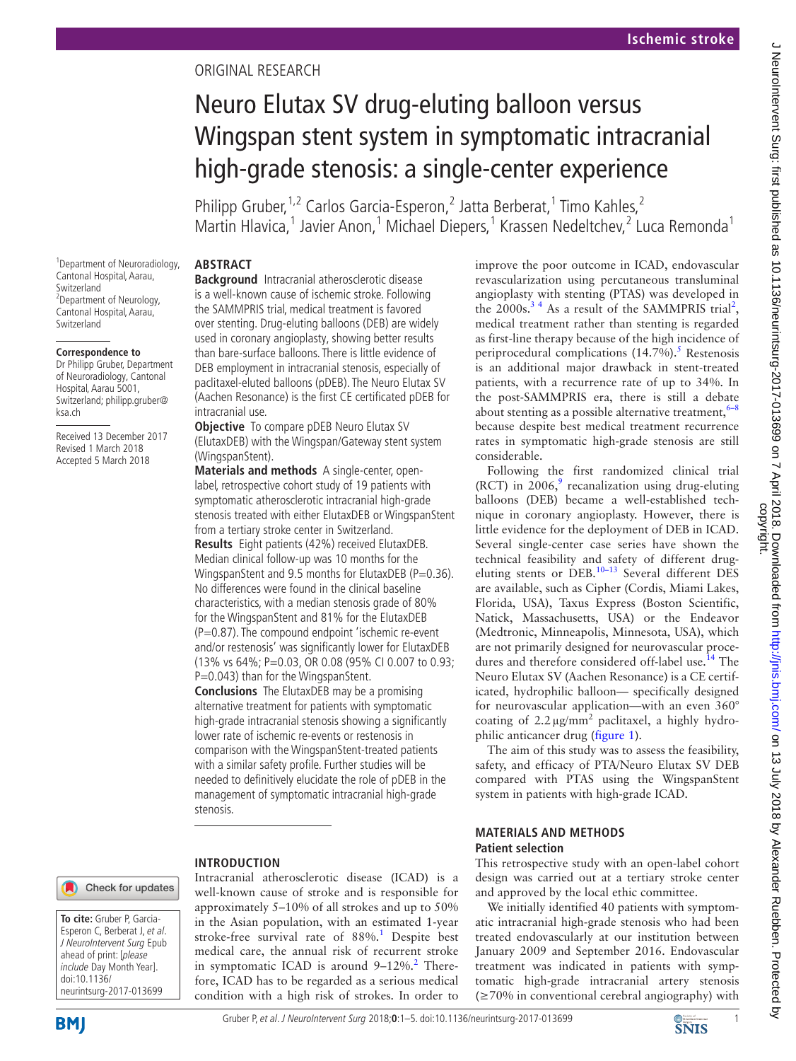ORIGINAL RESEARCH

# Neuro Elutax SV drug-eluting balloon versus Wingspan stent system in symptomatic intracranial high-grade stenosis: a single-center experience

Philipp Gruber,[1,2] Carlos Garcia-Esperon,[2] Jatta Berberat,[1] Timo Kahles,[2] Martin Hlavica,[1] Javier Anon,[1] Michael Diepers,[1] Krassen Nedeltchev,[2] Luca Remonda[1]

[1]Department of Neuroradiology, Cantonal Hospital, Aarau, Switzerland
[2]Department of Neurology, Cantonal Hospital, Aarau, Switzerland

**Correspondence to**
Dr Philipp Gruber, Department of Neuroradiology, Cantonal Hospital, Aarau 5001, Switzerland; philipp.gruber@ksa.ch

Received 13 December 2017
Revised 1 March 2018
Accepted 5 March 2018

**To cite:** Gruber P, Garcia-Esperon C, Berberat J, *et al*. *J NeuroIntervent Surg* Epub ahead of print: [*please include* Day Month Year]. doi:10.1136/neurintsurg-2017-013699

## ABSTRACT

**Background** Intracranial atherosclerotic disease is a well-known cause of ischemic stroke. Following the SAMMPRIS trial, medical treatment is favored over stenting. Drug-eluting balloons (DEB) are widely used in coronary angioplasty, showing better results than bare-surface balloons. There is little evidence of DEB employment in intracranial stenosis, especially of paclitaxel-eluted balloons (pDEB). The Neuro Elutax SV (Aachen Resonance) is the first CE certificated pDEB for intracranial use.

**Objective** To compare pDEB Neuro Elutax SV (ElutaxDEB) with the Wingspan/Gateway stent system (WingspanStent).

**Materials and methods** A single-center, open-label, retrospective cohort study of 19 patients with symptomatic atherosclerotic intracranial high-grade stenosis treated with either ElutaxDEB or WingspanStent from a tertiary stroke center in Switzerland.

**Results** Eight patients (42%) received ElutaxDEB. Median clinical follow-up was 10 months for the WingspanStent and 9.5 months for ElutaxDEB (P=0.36). No differences were found in the clinical baseline characteristics, with a median stenosis grade of 80% for the WingspanStent and 81% for the ElutaxDEB (P=0.87). The compound endpoint 'ischemic re-event and/or restenosis' was significantly lower for ElutaxDEB (13% vs 64%; P=0.03, OR 0.08 (95% CI 0.007 to 0.93; P=0.043) than for the WingspanStent.

**Conclusions** The ElutaxDEB may be a promising alternative treatment for patients with symptomatic high-grade intracranial stenosis showing a significantly lower rate of ischemic re-events or restenosis in comparison with the WingspanStent-treated patients with a similar safety profile. Further studies will be needed to definitively elucidate the role of pDEB in the management of symptomatic intracranial high-grade stenosis.

## INTRODUCTION

Intracranial atherosclerotic disease (ICAD) is a well-known cause of stroke and is responsible for approximately 5–10% of all strokes and up to 50% in the Asian population, with an estimated 1-year stroke-free survival rate of 88%.[1] Despite best medical care, the annual risk of recurrent stroke in symptomatic ICAD is around 9–12%.[2] Therefore, ICAD has to be regarded as a serious medical condition with a high risk of strokes. In order to improve the poor outcome in ICAD, endovascular revascularization using percutaneous transluminal angioplasty with stenting (PTAS) was developed in the 2000s.[3 4] As a result of the SAMMPRIS trial[2], medical treatment rather than stenting is regarded as first-line therapy because of the high incidence of periprocedural complications (14.7%).[5] Restenosis is an additional major drawback in stent-treated patients, with a recurrence rate of up to 34%. In the post-SAMMPRIS era, there is still a debate about stenting as a possible alternative treatment,[6–8] because despite best medical treatment recurrence rates in symptomatic high-grade stenosis are still considerable.

Following the first randomized clinical trial (RCT) in 2006,[9] recanalization using drug-eluting balloons (DEB) became a well-established technique in coronary angioplasty. However, there is little evidence for the deployment of DEB in ICAD. Several single-center case series have shown the technical feasibility and safety of different drug-eluting stents or DEB.[10–13] Several different DES are available, such as Cipher (Cordis, Miami Lakes, Florida, USA), Taxus Express (Boston Scientific, Natick, Massachusetts, USA) or the Endeavor (Medtronic, Minneapolis, Minnesota, USA), which are not primarily designed for neurovascular procedures and therefore considered off-label use.[14] The Neuro Elutax SV (Aachen Resonance) is a CE certificated, hydrophilic balloon— specifically designed for neurovascular application—with an even 360° coating of 2.2 µg/mm$^2$ paclitaxel, a highly hydrophilic anticancer drug (figure 1).

The aim of this study was to assess the feasibility, safety, and efficacy of PTA/Neuro Elutax SV DEB compared with PTAS using the WingspanStent system in patients with high-grade ICAD.

## MATERIALS AND METHODS

### Patient selection

This retrospective study with an open-label cohort design was carried out at a tertiary stroke center and approved by the local ethic committee.

We initially identified 40 patients with symptomatic intracranial high-grade stenosis who had been treated endovascularly at our institution between January 2009 and September 2016. Endovascular treatment was indicated in patients with symptomatic high-grade intracranial artery stenosis (≥70% in conventional cerebral angiography) with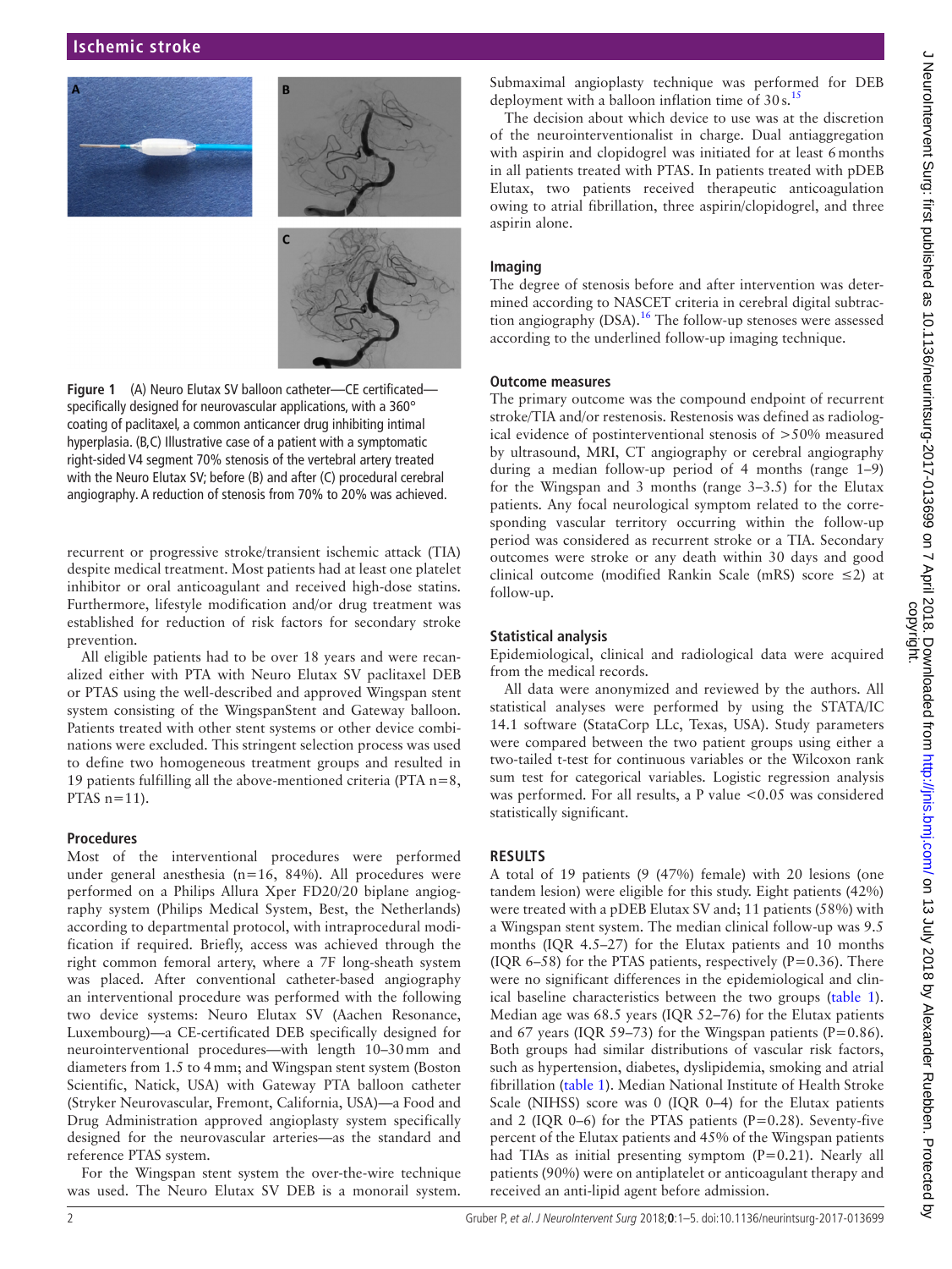Figure 1 (A) Neuro Elutax SV balloon catheter—CE certificated—specifically designed for neurovascular applications, with a 360° coating of paclitaxel, a common anticancer drug inhibiting intimal hyperplasia. (B,C) Illustrative case of a patient with a symptomatic right-sided V4 segment 70% stenosis of the vertebral artery treated with the Neuro Elutax SV; before (B) and after (C) procedural cerebral angiography. A reduction of stenosis from 70% to 20% was achieved.

recurrent or progressive stroke/transient ischemic attack (TIA) despite medical treatment. Most patients had at least one platelet inhibitor or oral anticoagulant and received high-dose statins. Furthermore, lifestyle modification and/or drug treatment was established for reduction of risk factors for secondary stroke prevention.

All eligible patients had to be over 18 years and were recanalized either with PTA with Neuro Elutax SV paclitaxel DEB or PTAS using the well-described and approved Wingspan stent system consisting of the WingspanStent and Gateway balloon. Patients treated with other stent systems or other device combinations were excluded. This stringent selection process was used to define two homogeneous treatment groups and resulted in 19 patients fulfilling all the above-mentioned criteria (PTA n=8, PTAS n=11).

### Procedures

Most of the interventional procedures were performed under general anesthesia (n=16, 84%). All procedures were performed on a Philips Allura Xper FD20/20 biplane angiography system (Philips Medical System, Best, the Netherlands) according to departmental protocol, with intraprocedural modification if required. Briefly, access was achieved through the right common femoral artery, where a 7F long-sheath system was placed. After conventional catheter-based angiography an interventional procedure was performed with the following two device systems: Neuro Elutax SV (Aachen Resonance, Luxembourg)—a CE-certificated DEB specifically designed for neurointerventional procedures—with length 10–30 mm and diameters from 1.5 to 4 mm; and Wingspan stent system (Boston Scientific, Natick, USA) with Gateway PTA balloon catheter (Stryker Neurovascular, Fremont, California, USA)—a Food and Drug Administration approved angioplasty system specifically designed for the neurovascular arteries—as the standard and reference PTAS system.

For the Wingspan stent system the over-the-wire technique was used. The Neuro Elutax SV DEB is a monorail system. Submaximal angioplasty technique was performed for DEB deployment with a balloon inflation time of 30 s.[15]

The decision about which device to use was at the discretion of the neurointerventionalist in charge. Dual antiaggregation with aspirin and clopidogrel was initiated for at least 6 months in all patients treated with PTAS. In patients treated with pDEB Elutax, two patients received therapeutic anticoagulation owing to atrial fibrillation, three aspirin/clopidogrel, and three aspirin alone.

### Imaging

The degree of stenosis before and after intervention was determined according to NASCET criteria in cerebral digital subtraction angiography (DSA).[16] The follow-up stenoses were assessed according to the underlined follow-up imaging technique.

### Outcome measures

The primary outcome was the compound endpoint of recurrent stroke/TIA and/or restenosis. Restenosis was defined as radiological evidence of postinterventional stenosis of >50% measured by ultrasound, MRI, CT angiography or cerebral angiography during a median follow-up period of 4 months (range 1–9) for the Wingspan and 3 months (range 3–3.5) for the Elutax patients. Any focal neurological symptom related to the corresponding vascular territory occurring within the follow-up period was considered as recurrent stroke or a TIA. Secondary outcomes were stroke or any death within 30 days and good clinical outcome (modified Rankin Scale (mRS) score ≤2) at follow-up.

### Statistical analysis

Epidemiological, clinical and radiological data were acquired from the medical records.

All data were anonymized and reviewed by the authors. All statistical analyses were performed by using the STATA/IC 14.1 software (StataCorp LLc, Texas, USA). Study parameters were compared between the two patient groups using either a two-tailed t-test for continuous variables or the Wilcoxon rank sum test for categorical variables. Logistic regression analysis was performed. For all results, a P value <0.05 was considered statistically significant.

## RESULTS

A total of 19 patients (9 (47%) female) with 20 lesions (one tandem lesion) were eligible for this study. Eight patients (42%) were treated with a pDEB Elutax SV and; 11 patients (58%) with a Wingspan stent system. The median clinical follow-up was 9.5 months (IQR 4.5–27) for the Elutax patients and 10 months (IQR 6–58) for the PTAS patients, respectively (P=0.36). There were no significant differences in the epidemiological and clinical baseline characteristics between the two groups (table 1). Median age was 68.5 years (IQR 52–76) for the Elutax patients and 67 years (IQR 59–73) for the Wingspan patients (P=0.86). Both groups had similar distributions of vascular risk factors, such as hypertension, diabetes, dyslipidemia, smoking and atrial fibrillation (table 1). Median National Institute of Health Stroke Scale (NIHSS) score was 0 (IQR 0–4) for the Elutax patients and 2 (IQR 0–6) for the PTAS patients (P=0.28). Seventy-five percent of the Elutax patients and 45% of the Wingspan patients had TIAs as initial presenting symptom (P=0.21). Nearly all patients (90%) were on antiplatelet or anticoagulant therapy and received an anti-lipid agent before admission.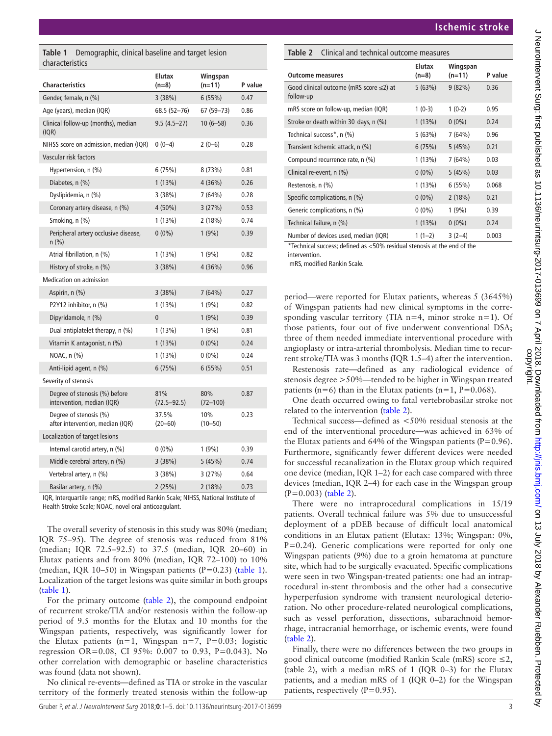**Table 1** Demographic, clinical baseline and target lesion characteristics

| Characteristics | Elutax (n=8) | Wingspan (n=11) | P value |
|---|---|---|---|
| Gender, female, n (%) | 3 (38%) | 6 (55%) | 0.47 |
| Age (years), median (IQR) | 68.5 (52–76) | 67 (59–73) | 0.86 |
| Clinical follow-up (months), median (IQR) | 9.5 (4.5–27) | 10 (6–58) | 0.36 |
| NIHSS score on admission, median (IQR) | 0 (0–4) | 2 (0–6) | 0.28 |
| Vascular risk factors | | | |
| Hypertension, n (%) | 6 (75%) | 8 (73%) | 0.81 |
| Diabetes, n (%) | 1 (13%) | 4 (36%) | 0.26 |
| Dyslipidemia, n (%) | 3 (38%) | 7 (64%) | 0.28 |
| Coronary artery disease, n (%) | 4 (50%) | 3 (27%) | 0.53 |
| Smoking, n (%) | 1 (13%) | 2 (18%) | 0.74 |
| Peripheral artery occlusive disease, n (%) | 0 (0%) | 1 (9%) | 0.39 |
| Atrial fibrillation, n (%) | 1 (13%) | 1 (9%) | 0.82 |
| History of stroke, n (%) | 3 (38%) | 4 (36%) | 0.96 |
| Medication on admission | | | |
| Aspirin, n (%) | 3 (38%) | 7 (64%) | 0.27 |
| P2Y12 inhibitor, n (%) | 1 (13%) | 1 (9%) | 0.82 |
| Dipyridamole, n (%) | 0 | 1 (9%) | 0.39 |
| Dual antiplatelet therapy, n (%) | 1 (13%) | 1 (9%) | 0.81 |
| Vitamin K antagonist, n (%) | 1 (13%) | 0 (0%) | 0.24 |
| NOAC, n (%) | 1 (13%) | 0 (0%) | 0.24 |
| Anti-lipid agent, n (%) | 6 (75%) | 6 (55%) | 0.51 |
| Severity of stenosis | | | |
| Degree of stenosis (%) before intervention, median (IQR) | 81% (72.5–92.5) | 80% (72–100) | 0.87 |
| Degree of stenosis (%) after intervention, median (IQR) | 37.5% (20–60) | 10% (10–50) | 0.23 |
| Localization of target lesions | | | |
| Internal carotid artery, n (%) | 0 (0%) | 1 (9%) | 0.39 |
| Middle cerebral artery, n (%) | 3 (38%) | 5 (45%) | 0.74 |
| Vertebral artery, n (%) | 3 (38%) | 3 (27%) | 0.64 |
| Basilar artery, n (%) | 2 (25%) | 2 (18%) | 0.73 |

IQR, Interquartile range; mRS, modified Rankin Scale; NIHSS, National Institute of Health Stroke Scale; NOAC, novel oral anticoagulant.

The overall severity of stenosis in this study was 80% (median; IQR 75–95). The degree of stenosis was reduced from 81% (median; IQR 72.5–92.5) to 37.5 (median, IQR 20–60) in Elutax patients and from 80% (median, IQR 72–100) to 10% (median, IQR 10–50) in Wingspan patients (P=0.23) (table 1). Localization of the target lesions was quite similar in both groups (table 1).

For the primary outcome (table 2), the compound endpoint of recurrent stroke/TIA and/or restenosis within the follow-up period of 9.5 months for the Elutax and 10 months for the Wingspan patients, respectively, was significantly lower for the Elutax patients (n=1, Wingspan n=7, P=0.03; logistic regression OR=0.08, CI 95%: 0.007 to 0.93, P=0.043). No other correlation with demographic or baseline characteristics was found (data not shown).

No clinical re-events—defined as TIA or stroke in the vascular territory of the formerly treated stenosis within the follow-up period—were reported for Elutax patients, whereas 5 (3645%) of Wingspan patients had new clinical symptoms in the corresponding vascular territory (TIA n=4, minor stroke n=1). Of those patients, four out of five underwent conventional DSA; three of them needed immediate interventional procedure with angioplasty or intra-arterial thrombolysis. Median time to recurrent stroke/TIA was 3 months (IQR 1.5–4) after the intervention.

**Table 2** Clinical and technical outcome measures

| Outcome measures | Elutax (n=8) | Wingspan (n=11) | P value |
|---|---|---|---|
| Good clinical outcome (mRS score ≤2) at follow-up | 5 (63%) | 9 (82%) | 0.36 |
| mRS score on follow-up, median (IQR) | 1 (0-3) | 1 (0-2) | 0.95 |
| Stroke or death within 30 days, n (%) | 1 (13%) | 0 (0%) | 0.24 |
| Technical success*, n (%) | 5 (63%) | 7 (64%) | 0.96 |
| Transient ischemic attack, n (%) | 6 (75%) | 5 (45%) | 0.21 |
| Compound recurrence rate, n (%) | 1 (13%) | 7 (64%) | 0.03 |
| Clinical re-event, n (%) | 0 (0%) | 5 (45%) | 0.03 |
| Restenosis, n (%) | 1 (13%) | 6 (55%) | 0.068 |
| Specific complications, n (%) | 0 (0%) | 2 (18%) | 0.21 |
| Generic complications, n (%) | 0 (0%) | 1 (9%) | 0.39 |
| Technical failure, n (%) | 1 (13%) | 0 (0%) | 0.24 |
| Number of devices used, median (IQR) | 1 (1–2) | 3 (2–4) | 0.003 |

*Technical success; defined as <50% residual stenosis at the end of the intervention.

mRS, modified Rankin Scale.

Restenosis rate—defined as any radiological evidence of stenosis degree >50%—tended to be higher in Wingspan treated patients (n=6) than in the Elutax patients (n=1, P=0.068).

One death occurred owing to fatal vertebrobasilar stroke not related to the intervention (table 2).

Technical success—defined as <50% residual stenosis at the end of the interventional procedure—was achieved in 63% of the Elutax patients and 64% of the Wingspan patients (P=0.96). Furthermore, significantly fewer different devices were needed for successful recanalization in the Elutax group which required one device (median, IQR 1–2) for each case compared with three devices (median, IQR 2–4) for each case in the Wingspan group (P=0.003) (table 2).

There were no intraprocedural complications in 15/19 patients. Overall technical failure was 5% due to unsuccessful deployment of a pDEB because of difficult local anatomical conditions in an Elutax patient (Elutax: 13%; Wingspan: 0%, P=0.24). Generic complications were reported for only one Wingspan patients (9%) due to a groin hematoma at puncture site, which had to be surgically evacuated. Specific complications were seen in two Wingspan-treated patients: one had an intraprocedural in-stent thrombosis and the other had a consecutive hyperperfusion syndrome with transient neurological deterioration. No other procedure-related neurological complications, such as vessel perforation, dissections, subarachnoid hemorrhage, intracranial hemorrhage, or ischemic events, were found (table 2).

Finally, there were no differences between the two groups in good clinical outcome (modified Rankin Scale (mRS) score ≤2, (table 2), with a median mRS of 1 (IQR 0–3) for the Elutax patients, and a median mRS of 1 (IQR 0–2) for the Wingspan patients, respectively (P=0.95).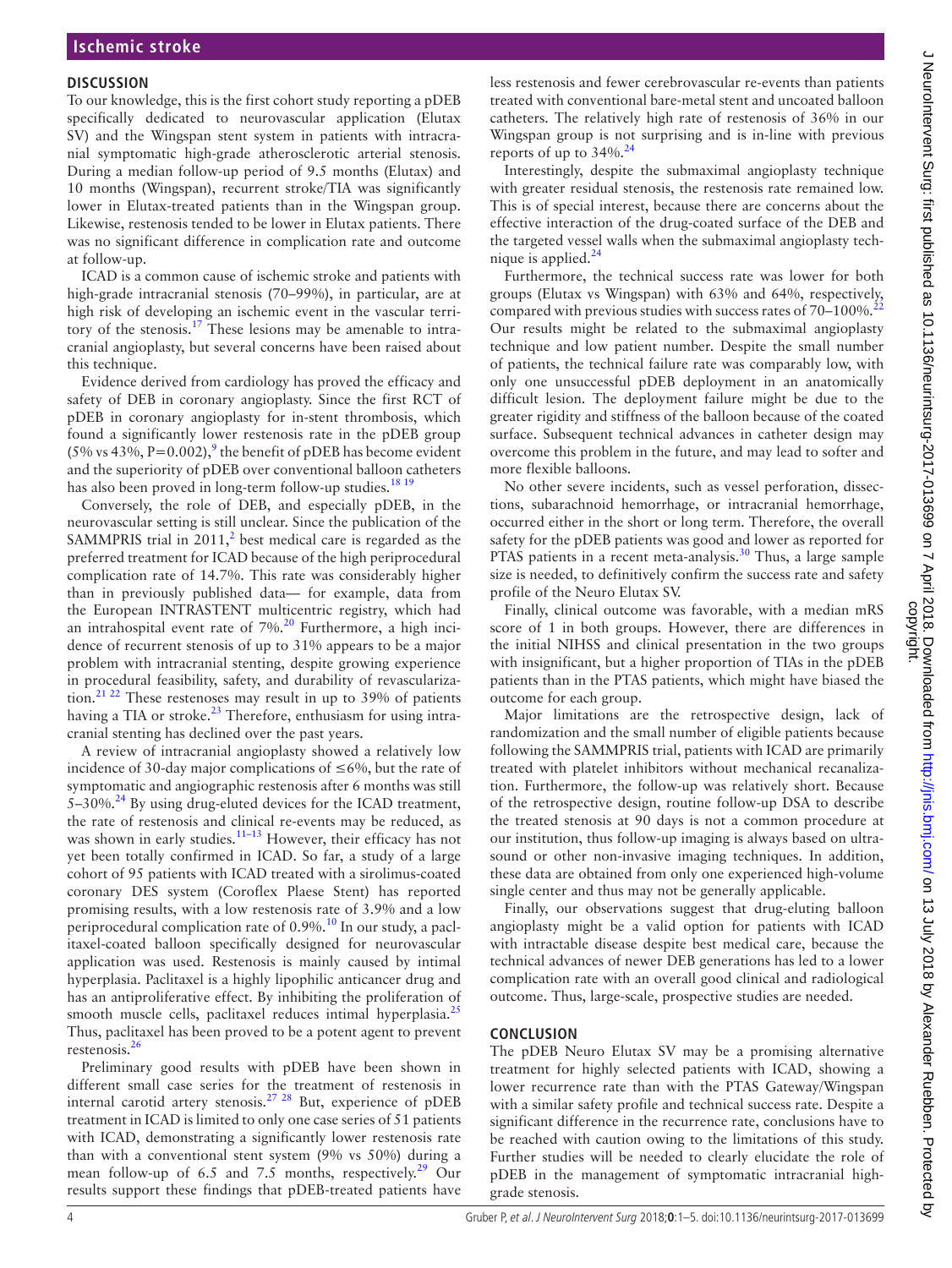## DISCUSSION

To our knowledge, this is the first cohort study reporting a pDEB specifically dedicated to neurovascular application (Elutax SV) and the Wingspan stent system in patients with intracranial symptomatic high-grade atherosclerotic arterial stenosis. During a median follow-up period of 9.5 months (Elutax) and 10 months (Wingspan), recurrent stroke/TIA was significantly lower in Elutax-treated patients than in the Wingspan group. Likewise, restenosis tended to be lower in Elutax patients. There was no significant difference in complication rate and outcome at follow-up.

ICAD is a common cause of ischemic stroke and patients with high-grade intracranial stenosis (70–99%), in particular, are at high risk of developing an ischemic event in the vascular territory of the stenosis.[17] These lesions may be amenable to intracranial angioplasty, but several concerns have been raised about this technique.

Evidence derived from cardiology has proved the efficacy and safety of DEB in coronary angioplasty. Since the first RCT of pDEB in coronary angioplasty for in-stent thrombosis, which found a significantly lower restenosis rate in the pDEB group (5% vs 43%, P=0.002),[9] the benefit of pDEB has become evident and the superiority of pDEB over conventional balloon catheters has also been proved in long-term follow-up studies.[18 19]

Conversely, the role of DEB, and especially pDEB, in the neurovascular setting is still unclear. Since the publication of the SAMMPRIS trial in 2011,[2] best medical care is regarded as the preferred treatment for ICAD because of the high periprocedural complication rate of 14.7%. This rate was considerably higher than in previously published data— for example, data from the European INTRASTENT multicentric registry, which had an intrahospital event rate of 7%.[20] Furthermore, a high incidence of recurrent stenosis of up to 31% appears to be a major problem with intracranial stenting, despite growing experience in procedural feasibility, safety, and durability of revascularization.[21 22] These restenoses may result in up to 39% of patients having a TIA or stroke.[23] Therefore, enthusiasm for using intracranial stenting has declined over the past years.

A review of intracranial angioplasty showed a relatively low incidence of 30-day major complications of ≤6%, but the rate of symptomatic and angiographic restenosis after 6 months was still 5–30%.[24] By using drug-eluted devices for the ICAD treatment, the rate of restenosis and clinical re-events may be reduced, as was shown in early studies.[11–13] However, their efficacy has not yet been totally confirmed in ICAD. So far, a study of a large cohort of 95 patients with ICAD treated with a sirolimus-coated coronary DES system (Coroflex Plaese Stent) has reported promising results, with a low restenosis rate of 3.9% and a low periprocedural complication rate of 0.9%.[10] In our study, a paclitaxel-coated balloon specifically designed for neurovascular application was used. Restenosis is mainly caused by intimal hyperplasia. Paclitaxel is a highly lipophilic anticancer drug and has an antiproliferative effect. By inhibiting the proliferation of smooth muscle cells, paclitaxel reduces intimal hyperplasia.[25] Thus, paclitaxel has been proved to be a potent agent to prevent restenosis.[26]

Preliminary good results with pDEB have been shown in different small case series for the treatment of restenosis in internal carotid artery stenosis.[27 28] But, experience of pDEB treatment in ICAD is limited to only one case series of 51 patients with ICAD, demonstrating a significantly lower restenosis rate than with a conventional stent system (9% vs 50%) during a mean follow-up of 6.5 and 7.5 months, respectively.[29] Our results support these findings that pDEB-treated patients have less restenosis and fewer cerebrovascular re-events than patients treated with conventional bare-metal stent and uncoated balloon catheters. The relatively high rate of restenosis of 36% in our Wingspan group is not surprising and is in-line with previous reports of up to 34%.[24]

Interestingly, despite the submaximal angioplasty technique with greater residual stenosis, the restenosis rate remained low. This is of special interest, because there are concerns about the effective interaction of the drug-coated surface of the DEB and the targeted vessel walls when the submaximal angioplasty technique is applied.[24]

Furthermore, the technical success rate was lower for both groups (Elutax vs Wingspan) with 63% and 64%, respectively, compared with previous studies with success rates of 70–100%.[22] Our results might be related to the submaximal angioplasty technique and low patient number. Despite the small number of patients, the technical failure rate was comparably low, with only one unsuccessful pDEB deployment in an anatomically difficult lesion. The deployment failure might be due to the greater rigidity and stiffness of the balloon because of the coated surface. Subsequent technical advances in catheter design may overcome this problem in the future, and may lead to softer and more flexible balloons.

No other severe incidents, such as vessel perforation, dissections, subarachnoid hemorrhage, or intracranial hemorrhage, occurred either in the short or long term. Therefore, the overall safety for the pDEB patients was good and lower as reported for PTAS patients in a recent meta-analysis.[30] Thus, a large sample size is needed, to definitively confirm the success rate and safety profile of the Neuro Elutax SV.

Finally, clinical outcome was favorable, with a median mRS score of 1 in both groups. However, there are differences in the initial NIHSS and clinical presentation in the two groups with insignificant, but a higher proportion of TIAs in the pDEB patients than in the PTAS patients, which might have biased the outcome for each group.

Major limitations are the retrospective design, lack of randomization and the small number of eligible patients because following the SAMMPRIS trial, patients with ICAD are primarily treated with platelet inhibitors without mechanical recanalization. Furthermore, the follow-up was relatively short. Because of the retrospective design, routine follow-up DSA to describe the treated stenosis at 90 days is not a common procedure at our institution, thus follow-up imaging is always based on ultrasound or other non-invasive imaging techniques. In addition, these data are obtained from only one experienced high-volume single center and thus may not be generally applicable.

Finally, our observations suggest that drug-eluting balloon angioplasty might be a valid option for patients with ICAD with intractable disease despite best medical care, because the technical advances of newer DEB generations has led to a lower complication rate with an overall good clinical and radiological outcome. Thus, large-scale, prospective studies are needed.

## CONCLUSION

The pDEB Neuro Elutax SV may be a promising alternative treatment for highly selected patients with ICAD, showing a lower recurrence rate than with the PTAS Gateway/Wingspan with a similar safety profile and technical success rate. Despite a significant difference in the recurrence rate, conclusions have to be reached with caution owing to the limitations of this study. Further studies will be needed to clearly elucidate the role of pDEB in the management of symptomatic intracranial high-grade stenosis.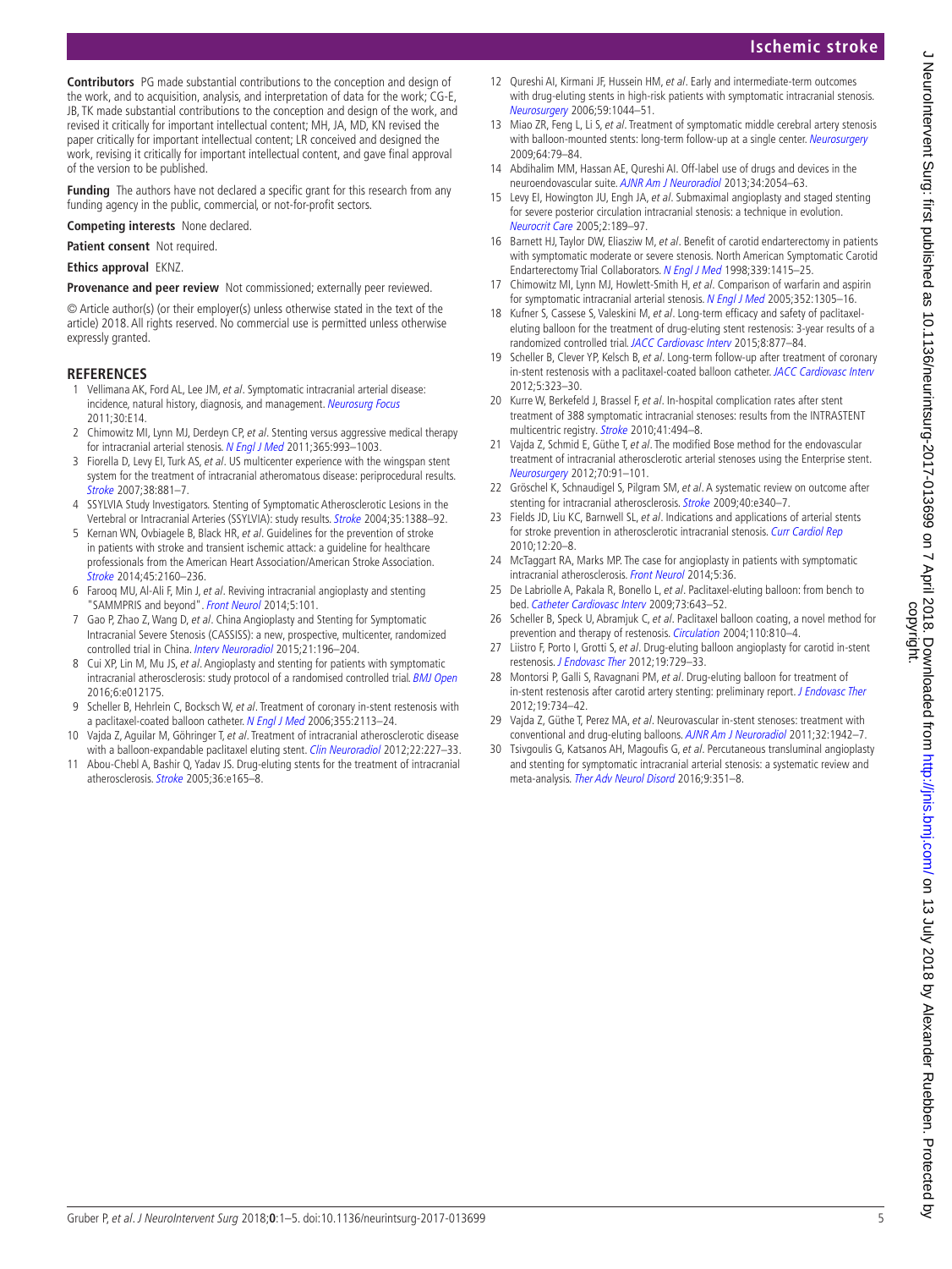**Contributors** PG made substantial contributions to the conception and design of the work, and to acquisition, analysis, and interpretation of data for the work; CG-E, JB, TK made substantial contributions to the conception and design of the work, and revised it critically for important intellectual content; MH, JA, MD, KN revised the paper critically for important intellectual content; LR conceived and designed the work, revising it critically for important intellectual content, and gave final approval of the version to be published.

**Funding** The authors have not declared a specific grant for this research from any funding agency in the public, commercial, or not-for-profit sectors.

**Competing interests** None declared.

**Patient consent** Not required.

**Ethics approval** EKNZ.

**Provenance and peer review** Not commissioned; externally peer reviewed.

© Article author(s) (or their employer(s) unless otherwise stated in the text of the article) 2018. All rights reserved. No commercial use is permitted unless otherwise expressly granted.

## REFERENCES

1. Vellimana AK, Ford AL, Lee JM, *et al*. Symptomatic intracranial arterial disease: incidence, natural history, diagnosis, and management. *Neurosurg Focus* 2011;30:E14.
2. Chimowitz MI, Lynn MJ, Derdeyn CP, *et al*. Stenting versus aggressive medical therapy for intracranial arterial stenosis. *N Engl J Med* 2011;365:993–1003.
3. Fiorella D, Levy EI, Turk AS, *et al*. US multicenter experience with the wingspan stent system for the treatment of intracranial atheromatous disease: periprocedural results. *Stroke* 2007;38:881–7.
4. SSYLVIA Study Investigators. Stenting of Symptomatic Atherosclerotic Lesions in the Vertebral or Intracranial Arteries (SSYLVIA): study results. *Stroke* 2004;35:1388–92.
5. Kernan WN, Ovbiagele B, Black HR, *et al*. Guidelines for the prevention of stroke in patients with stroke and transient ischemic attack: a guideline for healthcare professionals from the American Heart Association/American Stroke Association. *Stroke* 2014;45:2160–236.
6. Farooq MU, Al-Ali F, Min J, *et al*. Reviving intracranial angioplasty and stenting "SAMMPRIS and beyond". *Front Neurol* 2014;5:101.
7. Gao P, Zhao Z, Wang D, *et al*. China Angioplasty and Stenting for Symptomatic Intracranial Severe Stenosis (CASSISS): a new, prospective, multicenter, randomized controlled trial in China. *Interv Neuroradiol* 2015;21:196–204.
8. Cui XP, Lin M, Mu JS, *et al*. Angioplasty and stenting for patients with symptomatic intracranial atherosclerosis: study protocol of a randomised controlled trial. *BMJ Open* 2016;6:e012175.
9. Scheller B, Hehrlein C, Bocksch W, *et al*. Treatment of coronary in-stent restenosis with a paclitaxel-coated balloon catheter. *N Engl J Med* 2006;355:2113–24.
10. Vajda Z, Aguilar M, Göhringer T, *et al*. Treatment of intracranial atherosclerotic disease with a balloon-expandable paclitaxel eluting stent. *Clin Neuroradiol* 2012;22:227–33.
11. Abou-Chebl A, Bashir Q, Yadav JS. Drug-eluting stents for the treatment of intracranial atherosclerosis. *Stroke* 2005;36:e165–8.
12. Qureshi AI, Kirmani JF, Hussein HM, *et al*. Early and intermediate-term outcomes with drug-eluting stents in high-risk patients with symptomatic intracranial stenosis. *Neurosurgery* 2006;59:1044–51.
13. Miao ZR, Feng L, Li S, *et al*. Treatment of symptomatic middle cerebral artery stenosis with balloon-mounted stents: long-term follow-up at a single center. *Neurosurgery* 2009;64:79–84.
14. Abdihalim MM, Hassan AE, Qureshi AI. Off-label use of drugs and devices in the neuroendovascular suite. *AJNR Am J Neuroradiol* 2013;34:2054–63.
15. Levy EI, Howington JU, Engh JA, *et al*. Submaximal angioplasty and staged stenting for severe posterior circulation intracranial stenosis: a technique in evolution. *Neurocrit Care* 2005;2:189–97.
16. Barnett HJ, Taylor DW, Eliasziw M, *et al*. Benefit of carotid endarterectomy in patients with symptomatic moderate or severe stenosis. North American Symptomatic Carotid Endarterectomy Trial Collaborators. *N Engl J Med* 1998;339:1415–25.
17. Chimowitz MI, Lynn MJ, Howlett-Smith H, *et al*. Comparison of warfarin and aspirin for symptomatic intracranial arterial stenosis. *N Engl J Med* 2005;352:1305–16.
18. Kufner S, Cassese S, Valeskini M, *et al*. Long-term efficacy and safety of paclitaxel-eluting balloon for the treatment of drug-eluting stent restenosis: 3-year results of a randomized controlled trial. *JACC Cardiovasc Interv* 2015;8:877–84.
19. Scheller B, Clever YP, Kelsch B, *et al*. Long-term follow-up after treatment of coronary in-stent restenosis with a paclitaxel-coated balloon catheter. *JACC Cardiovasc Interv* 2012;5:323–30.
20. Kurre W, Berkefeld J, Brassel F, *et al*. In-hospital complication rates after stent treatment of 388 symptomatic intracranial stenoses: results from the INTRASTENT multicentric registry. *Stroke* 2010;41:494–8.
21. Vajda Z, Schmid E, Güthe T, *et al*. The modified Bose method for the endovascular treatment of intracranial atherosclerotic arterial stenoses using the Enterprise stent. *Neurosurgery* 2012;70:91–101.
22. Gröschel K, Schnaudigel S, Pilgram SM, *et al*. A systematic review on outcome after stenting for intracranial atherosclerosis. *Stroke* 2009;40:e340–7.
23. Fields JD, Liu KC, Barnwell SL, *et al*. Indications and applications of arterial stents for stroke prevention in atherosclerotic intracranial stenosis. *Curr Cardiol Rep* 2010;12:20–8.
24. McTaggart RA, Marks MP. The case for angioplasty in patients with symptomatic intracranial atherosclerosis. *Front Neurol* 2014;5:36.
25. De Labriolle A, Pakala R, Bonello L, *et al*. Paclitaxel-eluting balloon: from bench to bed. *Catheter Cardiovasc Interv* 2009;73:643–52.
26. Scheller B, Speck U, Abramjuk C, *et al*. Paclitaxel balloon coating, a novel method for prevention and therapy of restenosis. *Circulation* 2004;110:810–4.
27. Liistro F, Porto I, Grotti S, *et al*. Drug-eluting balloon angioplasty for carotid in-stent restenosis. *J Endovasc Ther* 2012;19:729–33.
28. Montorsi P, Galli S, Ravagnani PM, *et al*. Drug-eluting balloon for treatment of in-stent restenosis after carotid artery stenting: preliminary report. *J Endovasc Ther* 2012;19:734–42.
29. Vajda Z, Güthe T, Perez MA, *et al*. Neurovascular in-stent stenoses: treatment with conventional and drug-eluting balloons. *AJNR Am J Neuroradiol* 2011;32:1942–7.
30. Tsivgoulis G, Katsanos AH, Magoufis G, *et al*. Percutaneous transluminal angioplasty and stenting for symptomatic intracranial arterial stenosis: a systematic review and meta-analysis. *Ther Adv Neurol Disord* 2016;9:351–8.